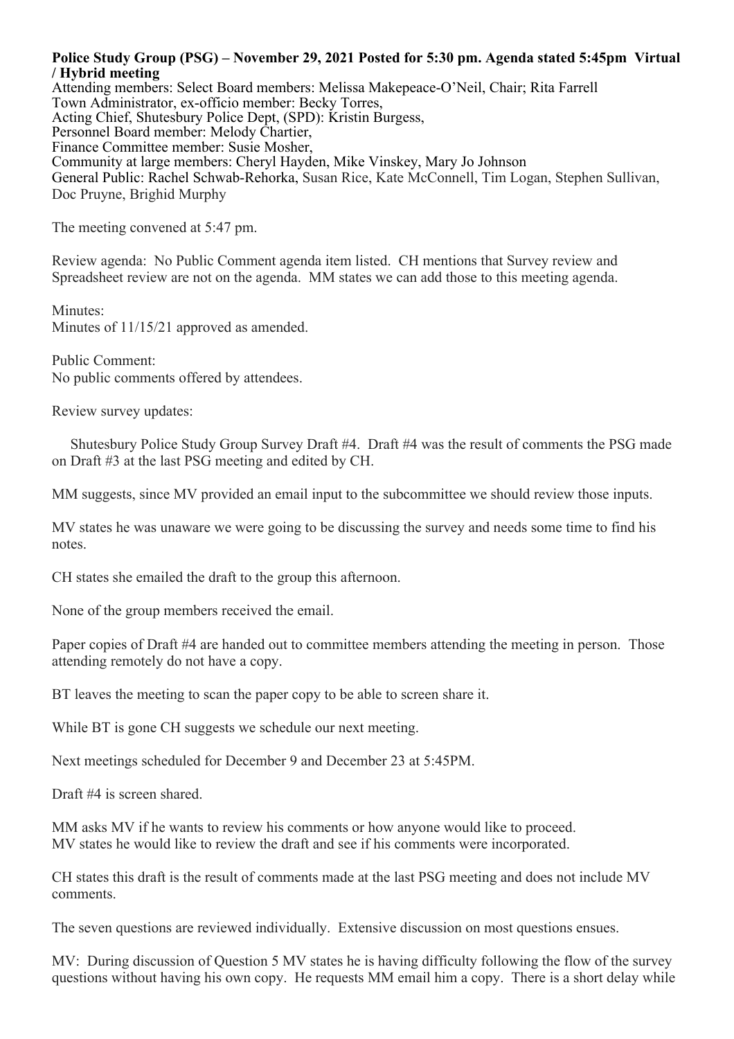**Police Study Group (PSG) – November 29, 2021 Posted for 5:30 pm. Agenda stated 5:45pm Virtual / Hybrid meeting**

Attending members: Select Board members: Melissa Makepeace-O'Neil, Chair; Rita Farrell
Town Administrator, ex-officio member: Becky Torres,
Acting Chief, Shutesbury Police Dept, (SPD): Kristin Burgess,
Personnel Board member: Melody Chartier,
Finance Committee member: Susie Mosher,
Community at large members: Cheryl Hayden, Mike Vinskey, Mary Jo Johnson
General Public: Rachel Schwab-Rehorka, Susan Rice, Kate McConnell, Tim Logan, Stephen Sullivan, Doc Pruyne, Brighid Murphy

The meeting convened at 5:47 pm.

Review agenda: No Public Comment agenda item listed. CH mentions that Survey review and Spreadsheet review are not on the agenda. MM states we can add those to this meeting agenda.

Minutes:
Minutes of 11/15/21 approved as amended.

Public Comment:
No public comments offered by attendees.

Review survey updates:

Shutesbury Police Study Group Survey Draft #4. Draft #4 was the result of comments the PSG made on Draft #3 at the last PSG meeting and edited by CH.

MM suggests, since MV provided an email input to the subcommittee we should review those inputs.

MV states he was unaware we were going to be discussing the survey and needs some time to find his notes.

CH states she emailed the draft to the group this afternoon.

None of the group members received the email.

Paper copies of Draft #4 are handed out to committee members attending the meeting in person. Those attending remotely do not have a copy.

BT leaves the meeting to scan the paper copy to be able to screen share it.

While BT is gone CH suggests we schedule our next meeting.

Next meetings scheduled for December 9 and December 23 at 5:45PM.

Draft #4 is screen shared.

MM asks MV if he wants to review his comments or how anyone would like to proceed.
MV states he would like to review the draft and see if his comments were incorporated.

CH states this draft is the result of comments made at the last PSG meeting and does not include MV comments.

The seven questions are reviewed individually. Extensive discussion on most questions ensues.

MV: During discussion of Question 5 MV states he is having difficulty following the flow of the survey questions without having his own copy. He requests MM email him a copy. There is a short delay while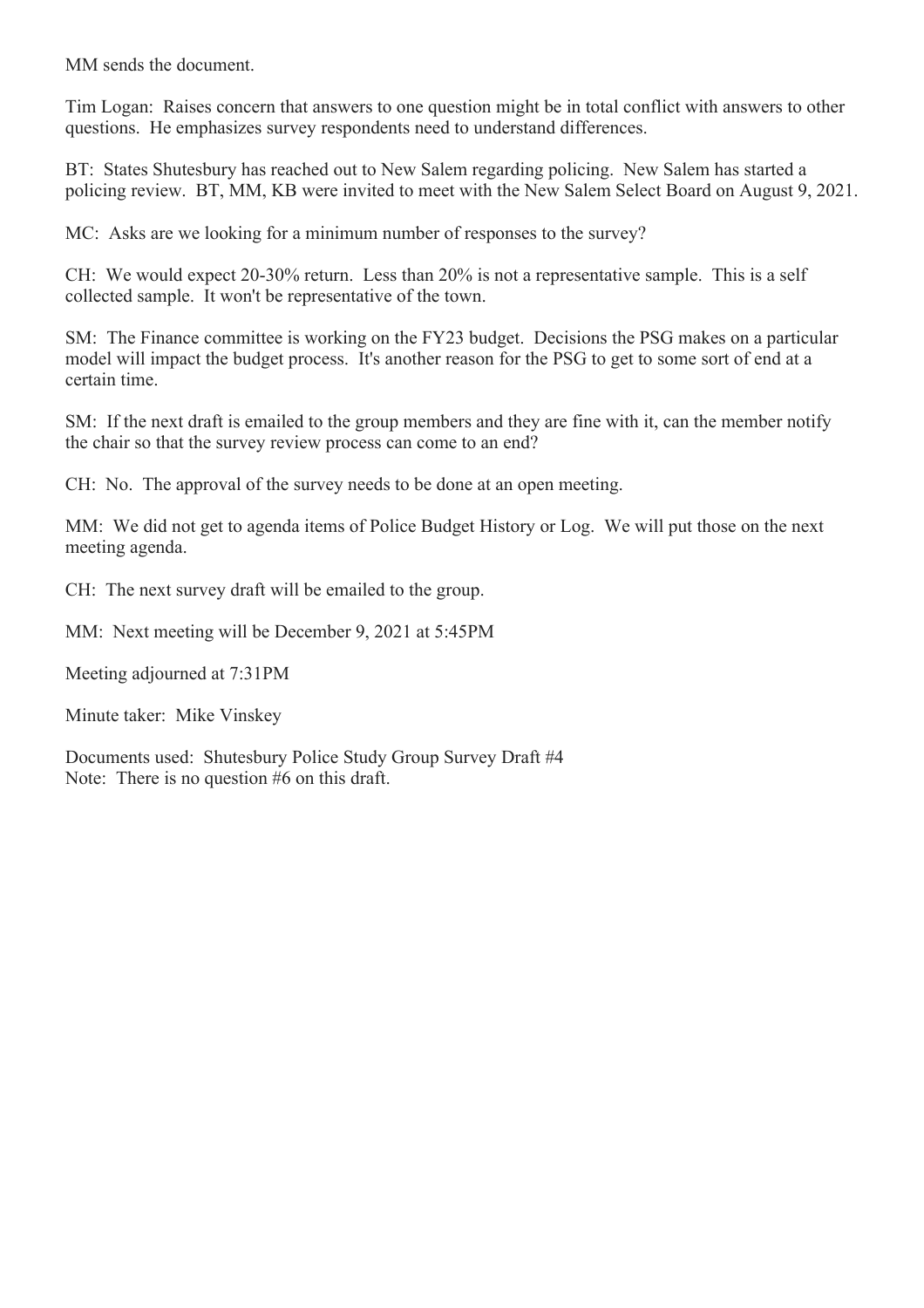MM sends the document.

Tim Logan: Raises concern that answers to one question might be in total conflict with answers to other questions. He emphasizes survey respondents need to understand differences.

BT: States Shutesbury has reached out to New Salem regarding policing. New Salem has started a policing review. BT, MM, KB were invited to meet with the New Salem Select Board on August 9, 2021.

MC: Asks are we looking for a minimum number of responses to the survey?

CH: We would expect 20-30% return. Less than 20% is not a representative sample. This is a self collected sample. It won't be representative of the town.

SM: The Finance committee is working on the FY23 budget. Decisions the PSG makes on a particular model will impact the budget process. It's another reason for the PSG to get to some sort of end at a certain time.

SM: If the next draft is emailed to the group members and they are fine with it, can the member notify the chair so that the survey review process can come to an end?

CH: No. The approval of the survey needs to be done at an open meeting.

MM: We did not get to agenda items of Police Budget History or Log. We will put those on the next meeting agenda.

CH: The next survey draft will be emailed to the group.

MM: Next meeting will be December 9, 2021 at 5:45PM

Meeting adjourned at 7:31PM

Minute taker: Mike Vinskey

Documents used: Shutesbury Police Study Group Survey Draft #4
Note: There is no question #6 on this draft.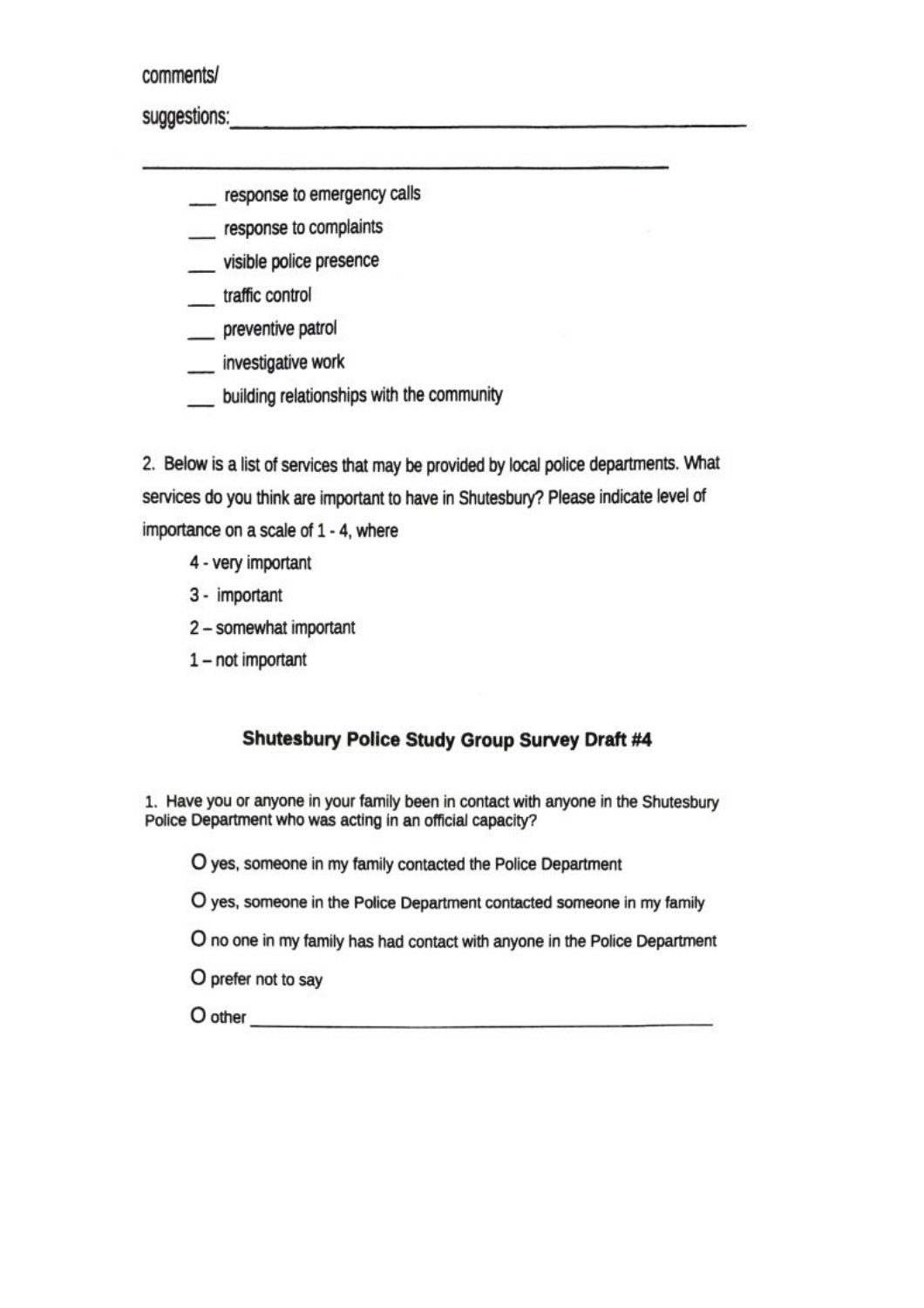comments/

suggestions:_______________________________________________

_______________________________________________

- ___ response to emergency calls
- ___ response to complaints
- ___ visible police presence
- ___ traffic control
- ___ preventive patrol
- ___ investigative work
- ___ building relationships with the community

2. Below is a list of services that may be provided by local police departments. What services do you think are important to have in Shutesbury? Please indicate level of importance on a scale of 1 - 4, where

   4 - very important

   3 - important

   2 – somewhat important

   1 – not important

## Shutesbury Police Study Group Survey Draft #4

1. Have you or anyone in your family been in contact with anyone in the Shutesbury Police Department who was acting in an official capacity?

   O yes, someone in my family contacted the Police Department

   O yes, someone in the Police Department contacted someone in my family

   O no one in my family has had contact with anyone in the Police Department

   O prefer not to say

   O other _______________________________________________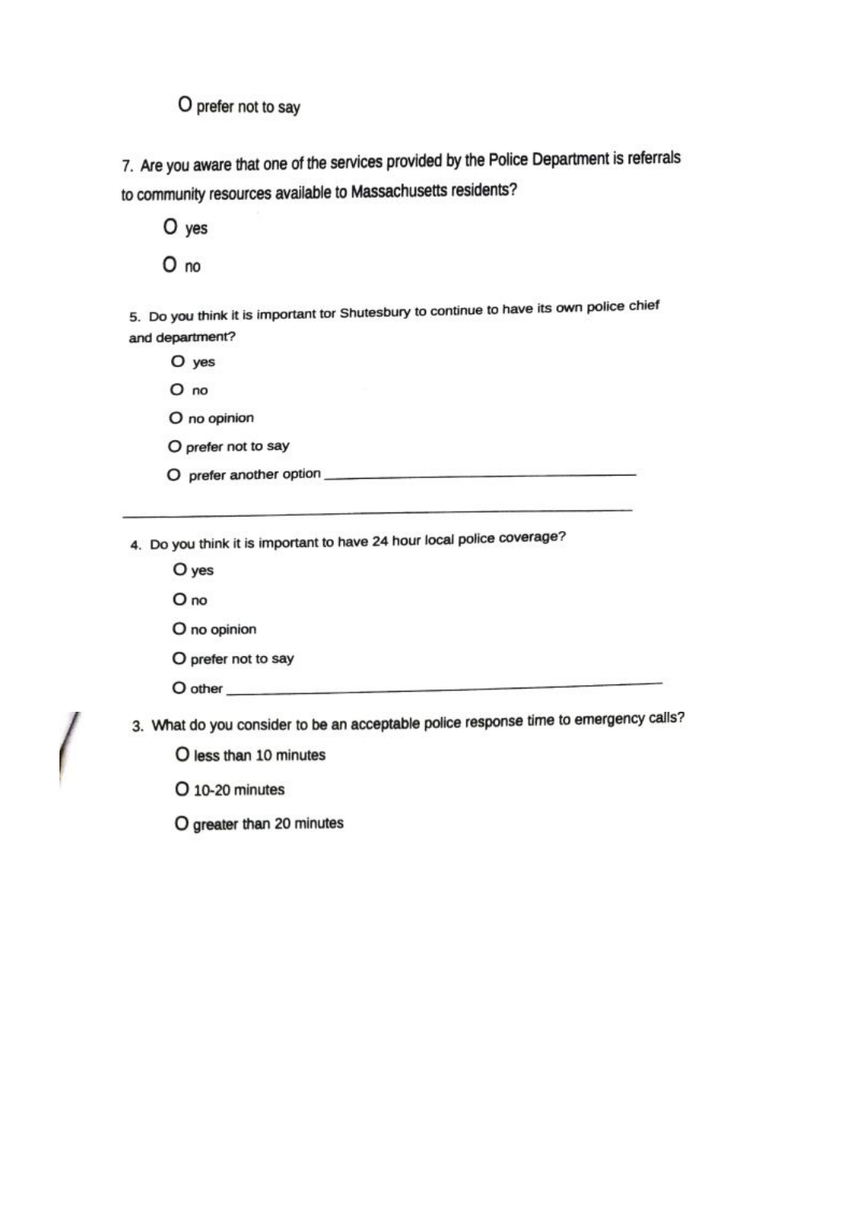O prefer not to say

7. Are you aware that one of the services provided by the Police Department is referrals to community resources available to Massachusetts residents?

O yes

O no

5. Do you think it is important tor Shutesbury to continue to have its own police chief and department?

O yes

O no

O no opinion

O prefer not to say

O prefer another option ________________________________

________________________________________________________________

4. Do you think it is important to have 24 hour local police coverage?

O yes

O no

O no opinion

O prefer not to say

O other ________________________________________________

3. What do you consider to be an acceptable police response time to emergency calls?

O less than 10 minutes

O 10-20 minutes

O greater than 20 minutes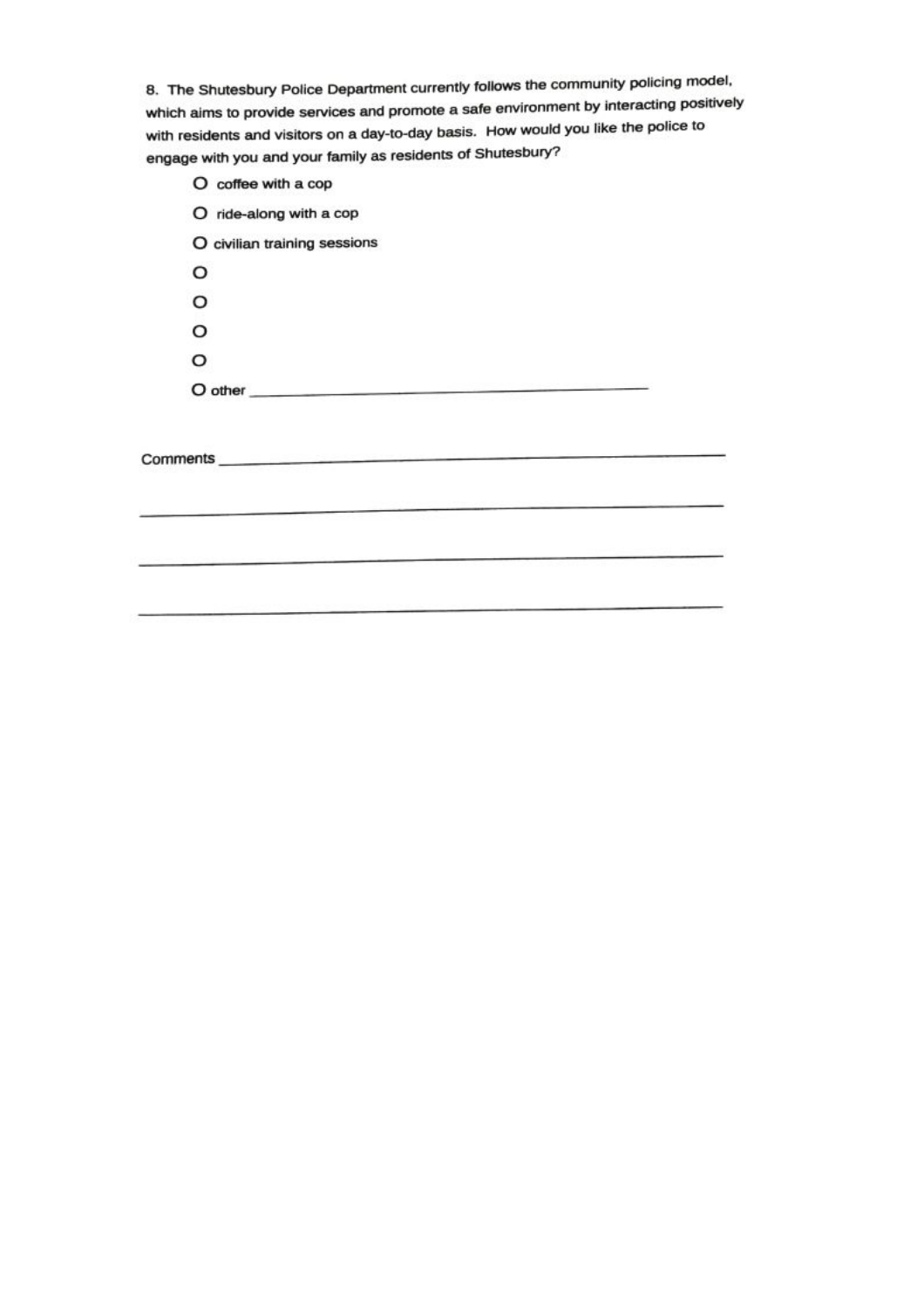8. The Shutesbury Police Department currently follows the community policing model, which aims to provide services and promote a safe environment by interacting positively with residents and visitors on a day-to-day basis. How would you like the police to engage with you and your family as residents of Shutesbury?

- O coffee with a cop
- O ride-along with a cop
- O civilian training sessions
- O
- O
- O
- O
- O other ______________________________

Comments ______________________________

______________________________

______________________________

______________________________